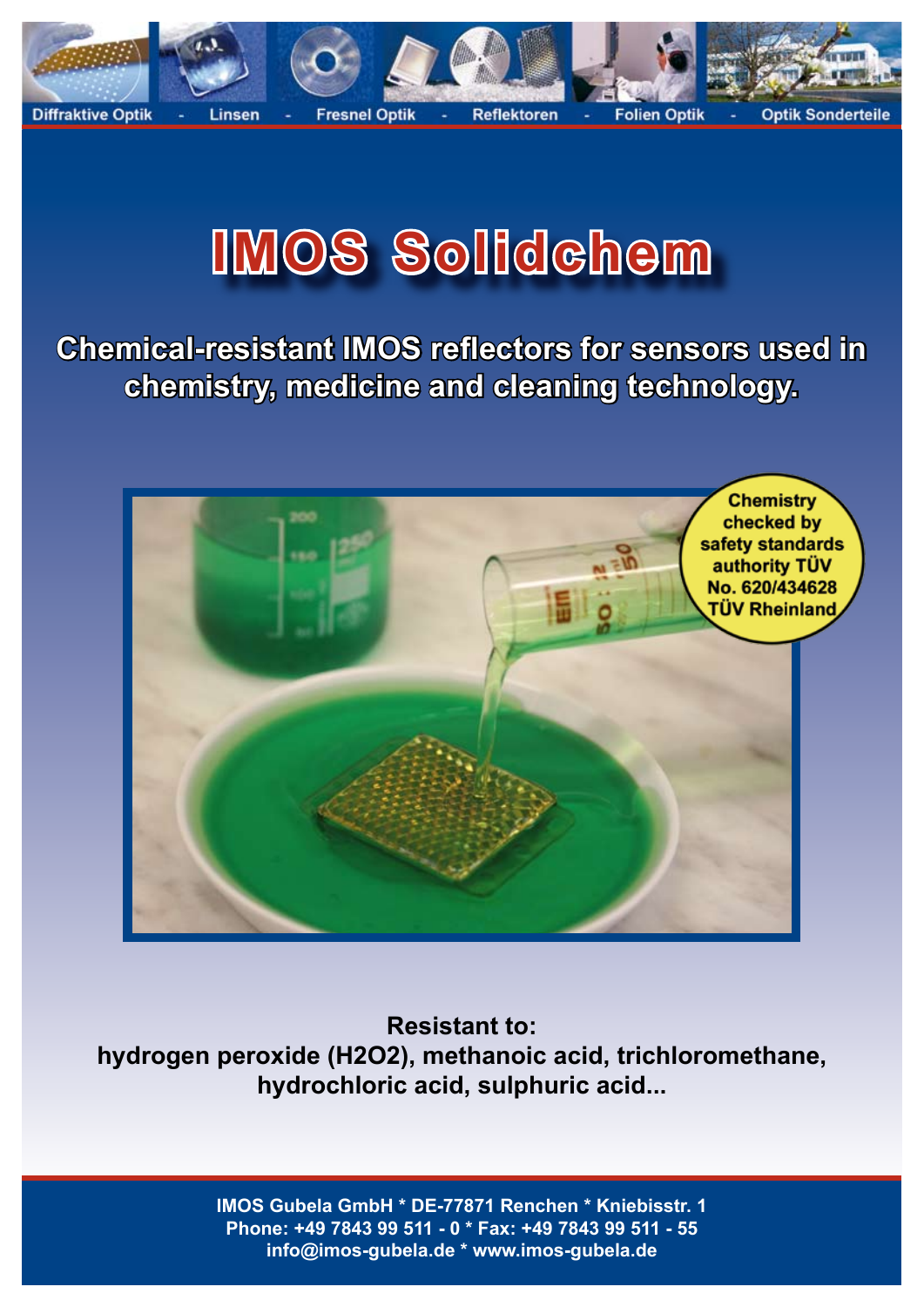Diffraktive Optik - Linsen - Fresnel Optik - Reflektoren - Folien Optik - Optik Sonderteile

# IMOS Solidchem

## Chemical-resistant IMOS reflectors for sensors used in chemistry, medicine and cleaning technology.

Chemistry checked by safety standards authority TÜV No. 620/434628 TÜV Rheinland

**Resistant to:**
**hydrogen peroxide ($H_2O_2$), methanoic acid, trichloromethane, hydrochloric acid, sulphuric acid...**

IMOS Gubela GmbH * DE-77871 Renchen * Kniebisstr. 1
Phone: +49 7843 99 511 - 0 * Fax: +49 7843 99 511 - 55
info@imos-gubela.de * www.imos-gubela.de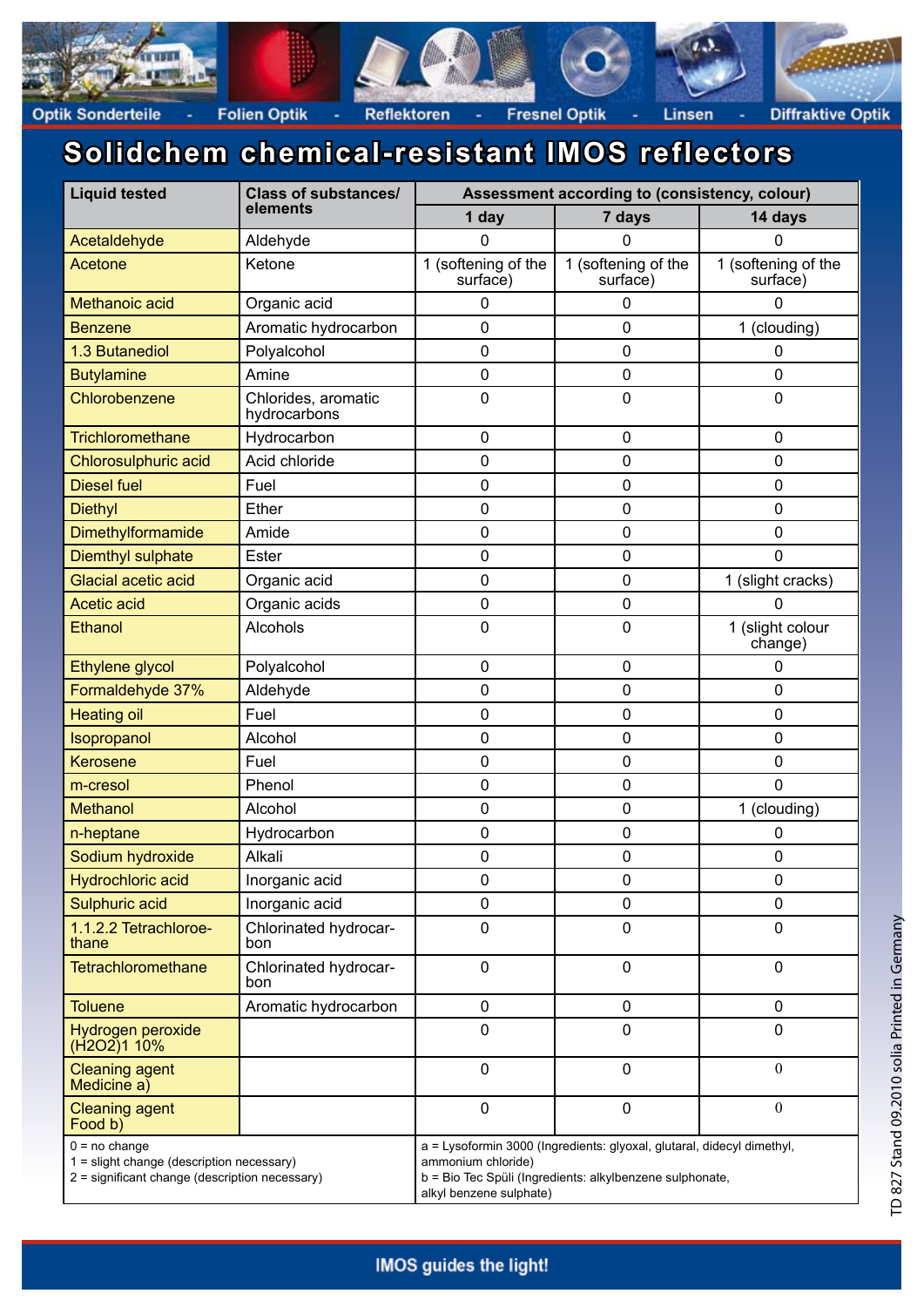Optik Sonderteile - Folien Optik - Reflektoren - Fresnel Optik - Linsen - Diffraktive Optik

# Solidchem chemical-resistant IMOS reflectors

| Liquid tested | Class of substances/ elements | Assessment according to (consistency, colour) | | |
|---|---|---|---|---|
| | | 1 day | 7 days | 14 days |
| Acetaldehyde | Aldehyde | 0 | 0 | 0 |
| Acetone | Ketone | 1 (softening of the surface) | 1 (softening of the surface) | 1 (softening of the surface) |
| Methanoic acid | Organic acid | 0 | 0 | 0 |
| Benzene | Aromatic hydrocarbon | 0 | 0 | 1 (clouding) |
| 1.3 Butanediol | Polyalcohol | 0 | 0 | 0 |
| Butylamine | Amine | 0 | 0 | 0 |
| Chlorobenzene | Chlorides, aromatic hydrocarbons | 0 | 0 | 0 |
| Trichloromethane | Hydrocarbon | 0 | 0 | 0 |
| Chlorosulphuric acid | Acid chloride | 0 | 0 | 0 |
| Diesel fuel | Fuel | 0 | 0 | 0 |
| Diethyl | Ether | 0 | 0 | 0 |
| Dimethylformamide | Amide | 0 | 0 | 0 |
| Diemthyl sulphate | Ester | 0 | 0 | 0 |
| Glacial acetic acid | Organic acid | 0 | 0 | 1 (slight cracks) |
| Acetic acid | Organic acids | 0 | 0 | 0 |
| Ethanol | Alcohols | 0 | 0 | 1 (slight colour change) |
| Ethylene glycol | Polyalcohol | 0 | 0 | 0 |
| Formaldehyde 37% | Aldehyde | 0 | 0 | 0 |
| Heating oil | Fuel | 0 | 0 | 0 |
| Isopropanol | Alcohol | 0 | 0 | 0 |
| Kerosene | Fuel | 0 | 0 | 0 |
| m-cresol | Phenol | 0 | 0 | 0 |
| Methanol | Alcohol | 0 | 0 | 1 (clouding) |
| n-heptane | Hydrocarbon | 0 | 0 | 0 |
| Sodium hydroxide | Alkali | 0 | 0 | 0 |
| Hydrochloric acid | Inorganic acid | 0 | 0 | 0 |
| Sulphuric acid | Inorganic acid | 0 | 0 | 0 |
| 1.1.2.2 Tetrachloroethane | Chlorinated hydrocarbon | 0 | 0 | 0 |
| Tetrachloromethane | Chlorinated hydrocarbon | 0 | 0 | 0 |
| Toluene | Aromatic hydrocarbon | 0 | 0 | 0 |
| Hydrogen peroxide ($H_2O_2$)1 10% | | 0 | 0 | 0 |
| Cleaning agent Medicine a) | | 0 | 0 | 0 |
| Cleaning agent Food b) | | 0 | 0 | 0 |

0 = no change
1 = slight change (description necessary)
2 = significant change (description necessary)

a = Lysoformin 3000 (Ingredients: glyoxal, glutaral, didecyl dimethyl, ammonium chloride)
b = Bio Tec Spüli (Ingredients: alkylbenzene sulphonate, alkyl benzene sulphate)

TD 827 Stand 09.2010 solia Printed in Germany

IMOS guides the light!